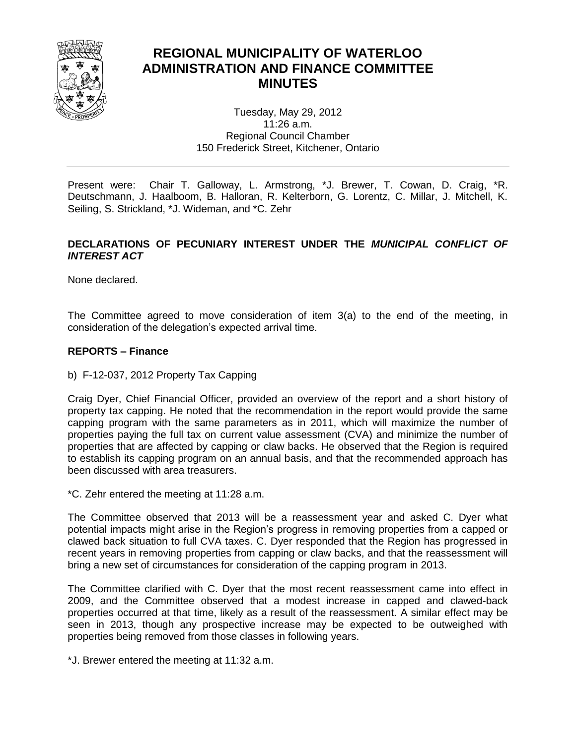# REGIONAL MUNICIPALITY OF WATERLOO ADMINISTRATION AND FINANCE COMMITTEE MINUTES

Tuesday, May 29, 2012
11:26 a.m.
Regional Council Chamber
150 Frederick Street, Kitchener, Ontario

---

Present were: Chair T. Galloway, L. Armstrong, *J. Brewer, T. Cowan, D. Craig, *R. Deutschmann, J. Haalboom, B. Halloran, R. Kelterborn, G. Lorentz, C. Millar, J. Mitchell, K. Seiling, S. Strickland, *J. Wideman, and *C. Zehr

## DECLARATIONS OF PECUNIARY INTEREST UNDER THE *MUNICIPAL CONFLICT OF INTEREST ACT*

None declared.

The Committee agreed to move consideration of item 3(a) to the end of the meeting, in consideration of the delegation's expected arrival time.

## REPORTS – Finance

b) F-12-037, 2012 Property Tax Capping

Craig Dyer, Chief Financial Officer, provided an overview of the report and a short history of property tax capping. He noted that the recommendation in the report would provide the same capping program with the same parameters as in 2011, which will maximize the number of properties paying the full tax on current value assessment (CVA) and minimize the number of properties that are affected by capping or claw backs. He observed that the Region is required to establish its capping program on an annual basis, and that the recommended approach has been discussed with area treasurers.

*C. Zehr entered the meeting at 11:28 a.m.

The Committee observed that 2013 will be a reassessment year and asked C. Dyer what potential impacts might arise in the Region's progress in removing properties from a capped or clawed back situation to full CVA taxes. C. Dyer responded that the Region has progressed in recent years in removing properties from capping or claw backs, and that the reassessment will bring a new set of circumstances for consideration of the capping program in 2013.

The Committee clarified with C. Dyer that the most recent reassessment came into effect in 2009, and the Committee observed that a modest increase in capped and clawed-back properties occurred at that time, likely as a result of the reassessment. A similar effect may be seen in 2013, though any prospective increase may be expected to be outweighed with properties being removed from those classes in following years.

*J. Brewer entered the meeting at 11:32 a.m.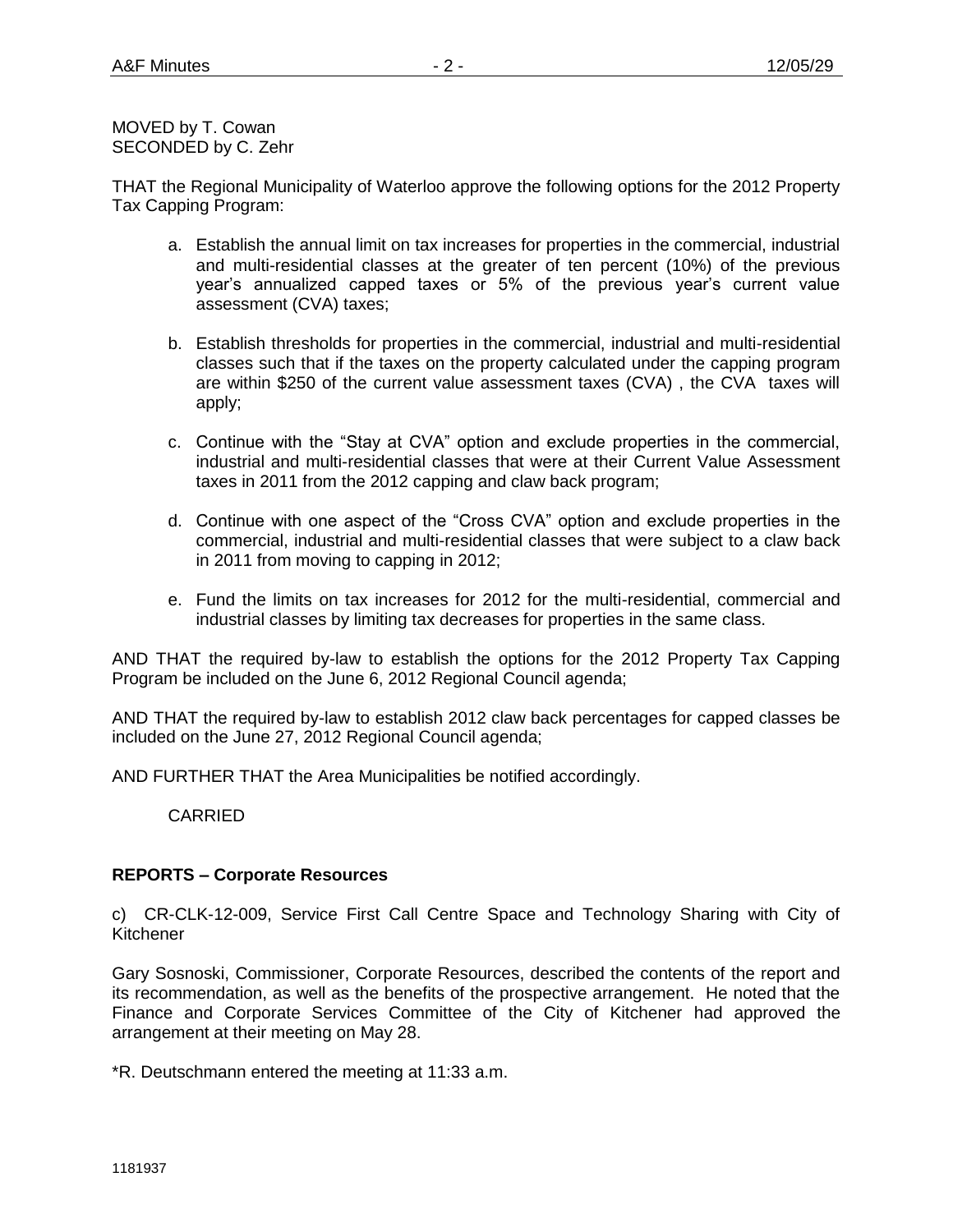MOVED by T. Cowan
SECONDED by C. Zehr

THAT the Regional Municipality of Waterloo approve the following options for the 2012 Property Tax Capping Program:

a. Establish the annual limit on tax increases for properties in the commercial, industrial and multi-residential classes at the greater of ten percent (10%) of the previous year's annualized capped taxes or 5% of the previous year's current value assessment (CVA) taxes;

b. Establish thresholds for properties in the commercial, industrial and multi-residential classes such that if the taxes on the property calculated under the capping program are within $250 of the current value assessment taxes (CVA) , the CVA taxes will apply;

c. Continue with the "Stay at CVA" option and exclude properties in the commercial, industrial and multi-residential classes that were at their Current Value Assessment taxes in 2011 from the 2012 capping and claw back program;

d. Continue with one aspect of the "Cross CVA" option and exclude properties in the commercial, industrial and multi-residential classes that were subject to a claw back in 2011 from moving to capping in 2012;

e. Fund the limits on tax increases for 2012 for the multi-residential, commercial and industrial classes by limiting tax decreases for properties in the same class.

AND THAT the required by-law to establish the options for the 2012 Property Tax Capping Program be included on the June 6, 2012 Regional Council agenda;

AND THAT the required by-law to establish 2012 claw back percentages for capped classes be included on the June 27, 2012 Regional Council agenda;

AND FURTHER THAT the Area Municipalities be notified accordingly.

CARRIED

**REPORTS – Corporate Resources**

c) CR-CLK-12-009, Service First Call Centre Space and Technology Sharing with City of Kitchener

Gary Sosnoski, Commissioner, Corporate Resources, described the contents of the report and its recommendation, as well as the benefits of the prospective arrangement. He noted that the Finance and Corporate Services Committee of the City of Kitchener had approved the arrangement at their meeting on May 28.

*R. Deutschmann entered the meeting at 11:33 a.m.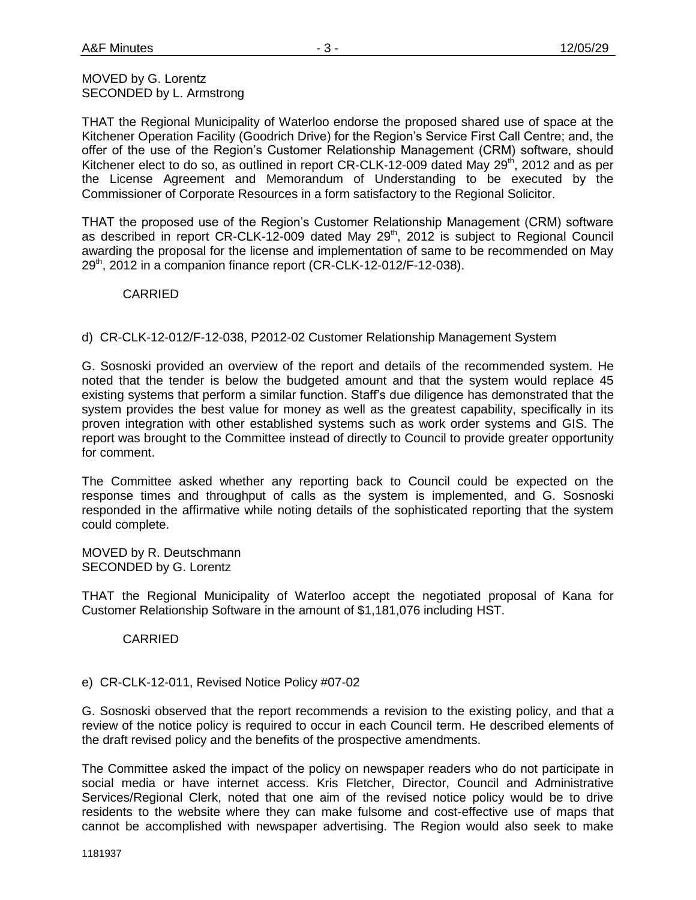MOVED by G. Lorentz
SECONDED by L. Armstrong

THAT the Regional Municipality of Waterloo endorse the proposed shared use of space at the Kitchener Operation Facility (Goodrich Drive) for the Region's Service First Call Centre; and, the offer of the use of the Region's Customer Relationship Management (CRM) software, should Kitchener elect to do so, as outlined in report CR-CLK-12-009 dated May 29th, 2012 and as per the License Agreement and Memorandum of Understanding to be executed by the Commissioner of Corporate Resources in a form satisfactory to the Regional Solicitor.

THAT the proposed use of the Region's Customer Relationship Management (CRM) software as described in report CR-CLK-12-009 dated May 29th, 2012 is subject to Regional Council awarding the proposal for the license and implementation of same to be recommended on May 29th, 2012 in a companion finance report (CR-CLK-12-012/F-12-038).

CARRIED

d) CR-CLK-12-012/F-12-038, P2012-02 Customer Relationship Management System

G. Sosnoski provided an overview of the report and details of the recommended system. He noted that the tender is below the budgeted amount and that the system would replace 45 existing systems that perform a similar function. Staff's due diligence has demonstrated that the system provides the best value for money as well as the greatest capability, specifically in its proven integration with other established systems such as work order systems and GIS. The report was brought to the Committee instead of directly to Council to provide greater opportunity for comment.

The Committee asked whether any reporting back to Council could be expected on the response times and throughput of calls as the system is implemented, and G. Sosnoski responded in the affirmative while noting details of the sophisticated reporting that the system could complete.

MOVED by R. Deutschmann
SECONDED by G. Lorentz

THAT the Regional Municipality of Waterloo accept the negotiated proposal of Kana for Customer Relationship Software in the amount of $1,181,076 including HST.

CARRIED

e) CR-CLK-12-011, Revised Notice Policy #07-02

G. Sosnoski observed that the report recommends a revision to the existing policy, and that a review of the notice policy is required to occur in each Council term. He described elements of the draft revised policy and the benefits of the prospective amendments.

The Committee asked the impact of the policy on newspaper readers who do not participate in social media or have internet access. Kris Fletcher, Director, Council and Administrative Services/Regional Clerk, noted that one aim of the revised notice policy would be to drive residents to the website where they can make fulsome and cost-effective use of maps that cannot be accomplished with newspaper advertising. The Region would also seek to make

1181937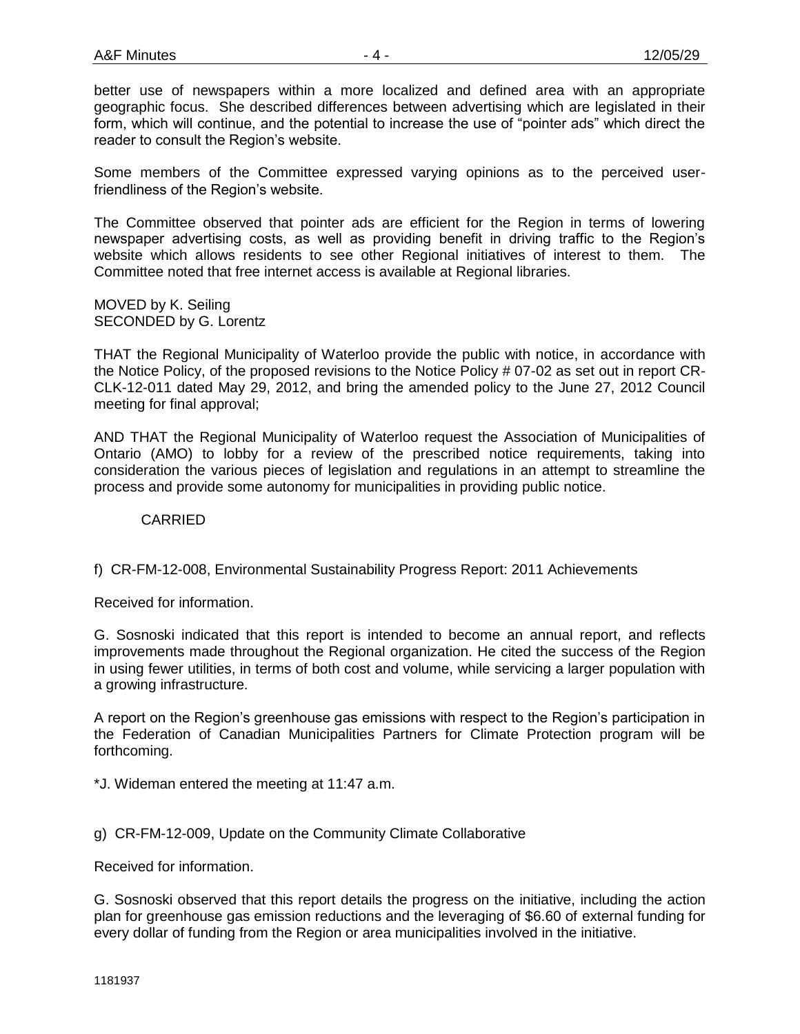better use of newspapers within a more localized and defined area with an appropriate geographic focus. She described differences between advertising which are legislated in their form, which will continue, and the potential to increase the use of "pointer ads" which direct the reader to consult the Region's website.

Some members of the Committee expressed varying opinions as to the perceived user-friendliness of the Region's website.

The Committee observed that pointer ads are efficient for the Region in terms of lowering newspaper advertising costs, as well as providing benefit in driving traffic to the Region's website which allows residents to see other Regional initiatives of interest to them. The Committee noted that free internet access is available at Regional libraries.

MOVED by K. Seiling
SECONDED by G. Lorentz

THAT the Regional Municipality of Waterloo provide the public with notice, in accordance with the Notice Policy, of the proposed revisions to the Notice Policy # 07-02 as set out in report CR-CLK-12-011 dated May 29, 2012, and bring the amended policy to the June 27, 2012 Council meeting for final approval;

AND THAT the Regional Municipality of Waterloo request the Association of Municipalities of Ontario (AMO) to lobby for a review of the prescribed notice requirements, taking into consideration the various pieces of legislation and regulations in an attempt to streamline the process and provide some autonomy for municipalities in providing public notice.

CARRIED

f) CR-FM-12-008, Environmental Sustainability Progress Report: 2011 Achievements

Received for information.

G. Sosnoski indicated that this report is intended to become an annual report, and reflects improvements made throughout the Regional organization. He cited the success of the Region in using fewer utilities, in terms of both cost and volume, while servicing a larger population with a growing infrastructure.

A report on the Region's greenhouse gas emissions with respect to the Region's participation in the Federation of Canadian Municipalities Partners for Climate Protection program will be forthcoming.

*J. Wideman entered the meeting at 11:47 a.m.

g) CR-FM-12-009, Update on the Community Climate Collaborative

Received for information.

G. Sosnoski observed that this report details the progress on the initiative, including the action plan for greenhouse gas emission reductions and the leveraging of $6.60 of external funding for every dollar of funding from the Region or area municipalities involved in the initiative.

1181937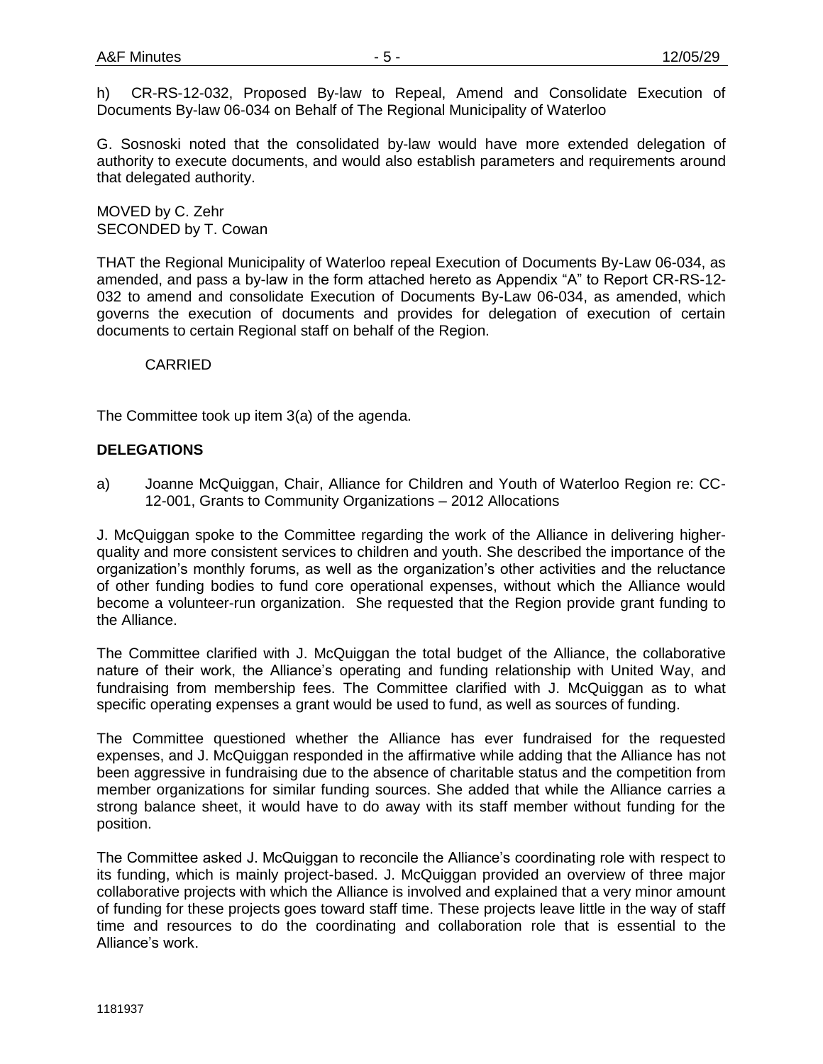h) CR-RS-12-032, Proposed By-law to Repeal, Amend and Consolidate Execution of Documents By-law 06-034 on Behalf of The Regional Municipality of Waterloo

G. Sosnoski noted that the consolidated by-law would have more extended delegation of authority to execute documents, and would also establish parameters and requirements around that delegated authority.

MOVED by C. Zehr
SECONDED by T. Cowan

THAT the Regional Municipality of Waterloo repeal Execution of Documents By-Law 06-034, as amended, and pass a by-law in the form attached hereto as Appendix "A" to Report CR-RS-12-032 to amend and consolidate Execution of Documents By-Law 06-034, as amended, which governs the execution of documents and provides for delegation of execution of certain documents to certain Regional staff on behalf of the Region.

CARRIED

The Committee took up item 3(a) of the agenda.

## DELEGATIONS

a) Joanne McQuiggan, Chair, Alliance for Children and Youth of Waterloo Region re: CC-12-001, Grants to Community Organizations – 2012 Allocations

J. McQuiggan spoke to the Committee regarding the work of the Alliance in delivering higher-quality and more consistent services to children and youth. She described the importance of the organization's monthly forums, as well as the organization's other activities and the reluctance of other funding bodies to fund core operational expenses, without which the Alliance would become a volunteer-run organization. She requested that the Region provide grant funding to the Alliance.

The Committee clarified with J. McQuiggan the total budget of the Alliance, the collaborative nature of their work, the Alliance's operating and funding relationship with United Way, and fundraising from membership fees. The Committee clarified with J. McQuiggan as to what specific operating expenses a grant would be used to fund, as well as sources of funding.

The Committee questioned whether the Alliance has ever fundraised for the requested expenses, and J. McQuiggan responded in the affirmative while adding that the Alliance has not been aggressive in fundraising due to the absence of charitable status and the competition from member organizations for similar funding sources. She added that while the Alliance carries a strong balance sheet, it would have to do away with its staff member without funding for the position.

The Committee asked J. McQuiggan to reconcile the Alliance's coordinating role with respect to its funding, which is mainly project-based. J. McQuiggan provided an overview of three major collaborative projects with which the Alliance is involved and explained that a very minor amount of funding for these projects goes toward staff time. These projects leave little in the way of staff time and resources to do the coordinating and collaboration role that is essential to the Alliance's work.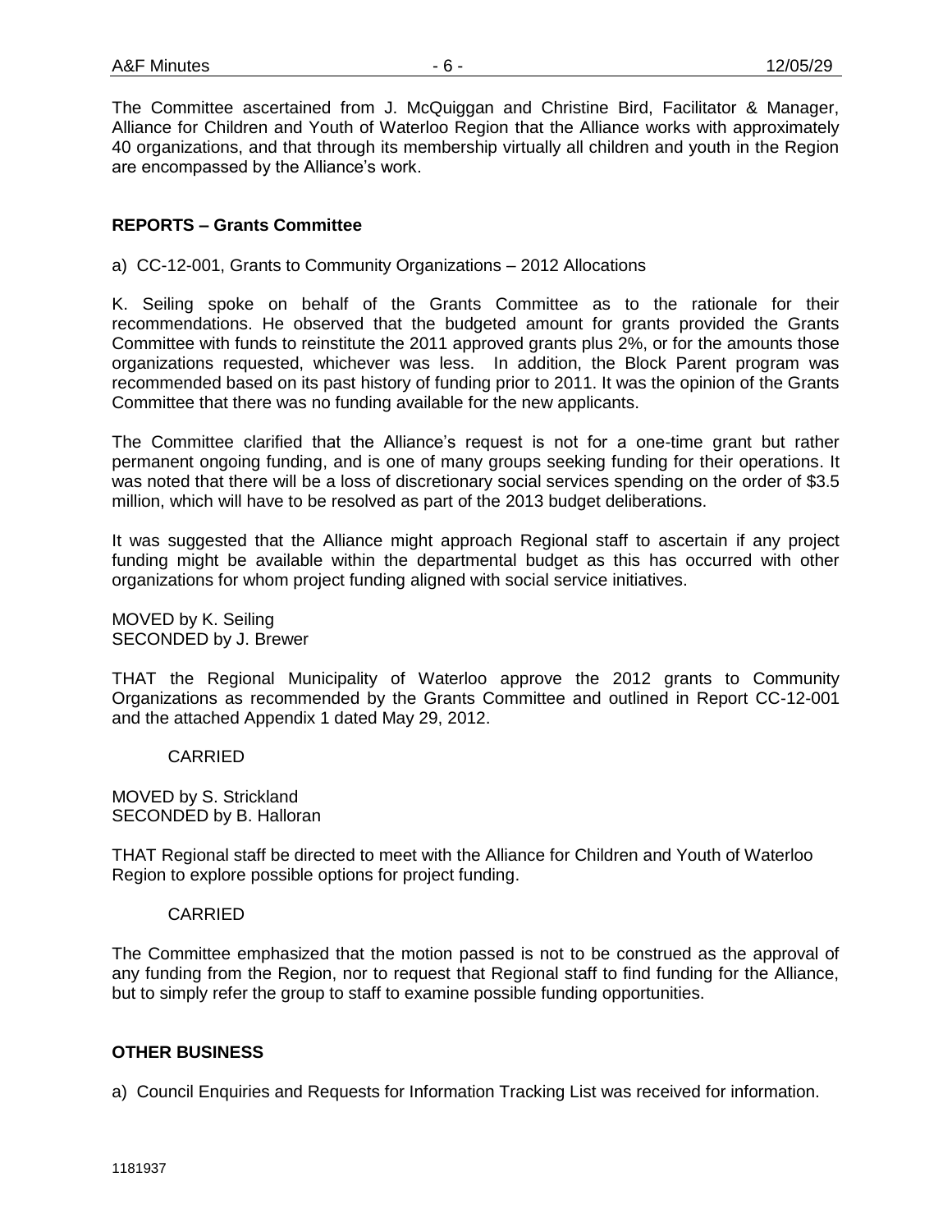The Committee ascertained from J. McQuiggan and Christine Bird, Facilitator & Manager, Alliance for Children and Youth of Waterloo Region that the Alliance works with approximately 40 organizations, and that through its membership virtually all children and youth in the Region are encompassed by the Alliance's work.

## REPORTS – Grants Committee

a) CC-12-001, Grants to Community Organizations – 2012 Allocations

K. Seiling spoke on behalf of the Grants Committee as to the rationale for their recommendations. He observed that the budgeted amount for grants provided the Grants Committee with funds to reinstitute the 2011 approved grants plus 2%, or for the amounts those organizations requested, whichever was less. In addition, the Block Parent program was recommended based on its past history of funding prior to 2011. It was the opinion of the Grants Committee that there was no funding available for the new applicants.

The Committee clarified that the Alliance's request is not for a one-time grant but rather permanent ongoing funding, and is one of many groups seeking funding for their operations. It was noted that there will be a loss of discretionary social services spending on the order of $3.5 million, which will have to be resolved as part of the 2013 budget deliberations.

It was suggested that the Alliance might approach Regional staff to ascertain if any project funding might be available within the departmental budget as this has occurred with other organizations for whom project funding aligned with social service initiatives.

MOVED by K. Seiling
SECONDED by J. Brewer

THAT the Regional Municipality of Waterloo approve the 2012 grants to Community Organizations as recommended by the Grants Committee and outlined in Report CC-12-001 and the attached Appendix 1 dated May 29, 2012.

CARRIED

MOVED by S. Strickland
SECONDED by B. Halloran

THAT Regional staff be directed to meet with the Alliance for Children and Youth of Waterloo Region to explore possible options for project funding.

CARRIED

The Committee emphasized that the motion passed is not to be construed as the approval of any funding from the Region, nor to request that Regional staff to find funding for the Alliance, but to simply refer the group to staff to examine possible funding opportunities.

## OTHER BUSINESS

a) Council Enquiries and Requests for Information Tracking List was received for information.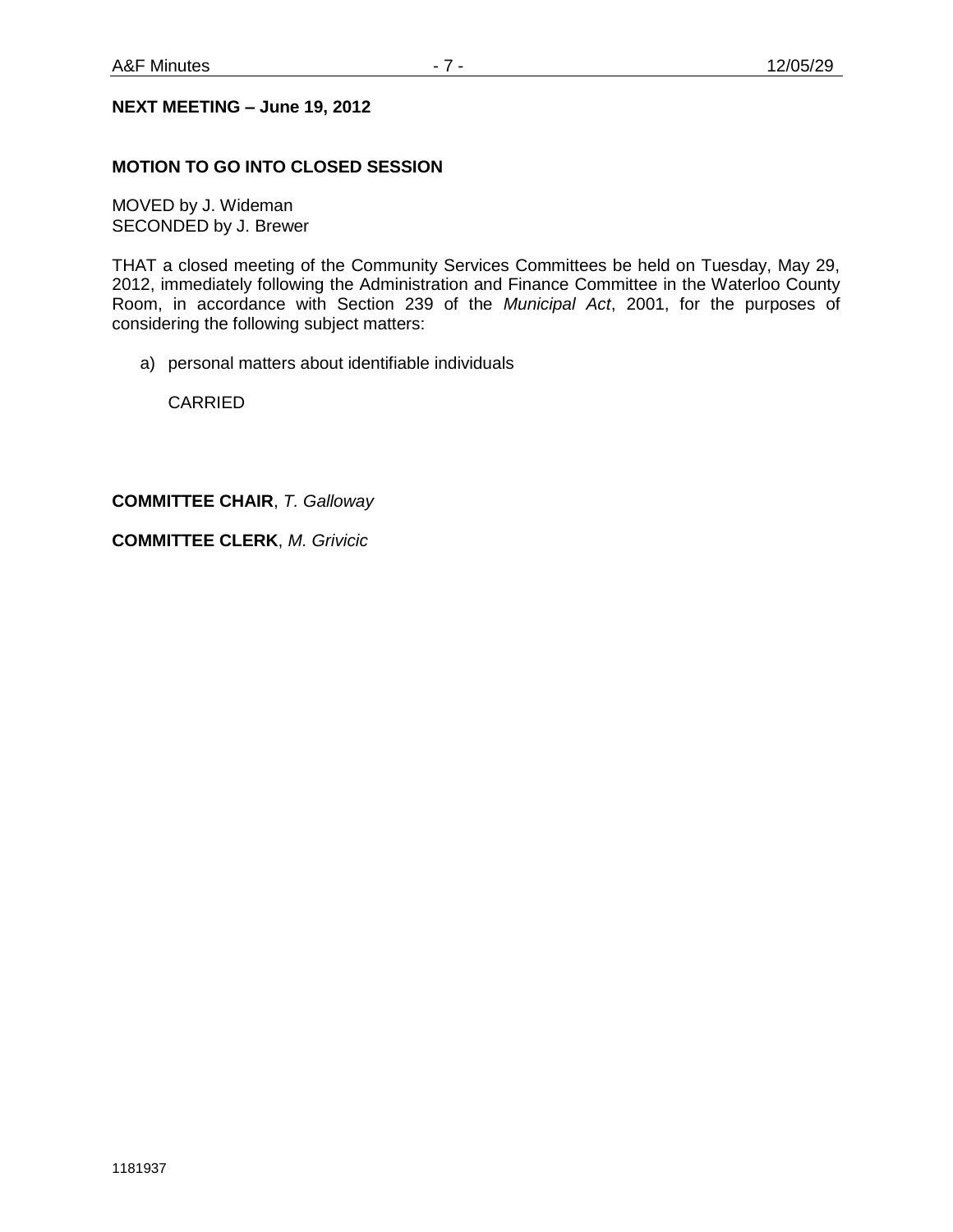**NEXT MEETING – June 19, 2012**

**MOTION TO GO INTO CLOSED SESSION**

MOVED by J. Wideman
SECONDED by J. Brewer

THAT a closed meeting of the Community Services Committees be held on Tuesday, May 29, 2012, immediately following the Administration and Finance Committee in the Waterloo County Room, in accordance with Section 239 of the *Municipal Act*, 2001, for the purposes of considering the following subject matters:

a) personal matters about identifiable individuals

CARRIED

**COMMITTEE CHAIR**, *T. Galloway*

**COMMITTEE CLERK**, *M. Grivicic*

1181937